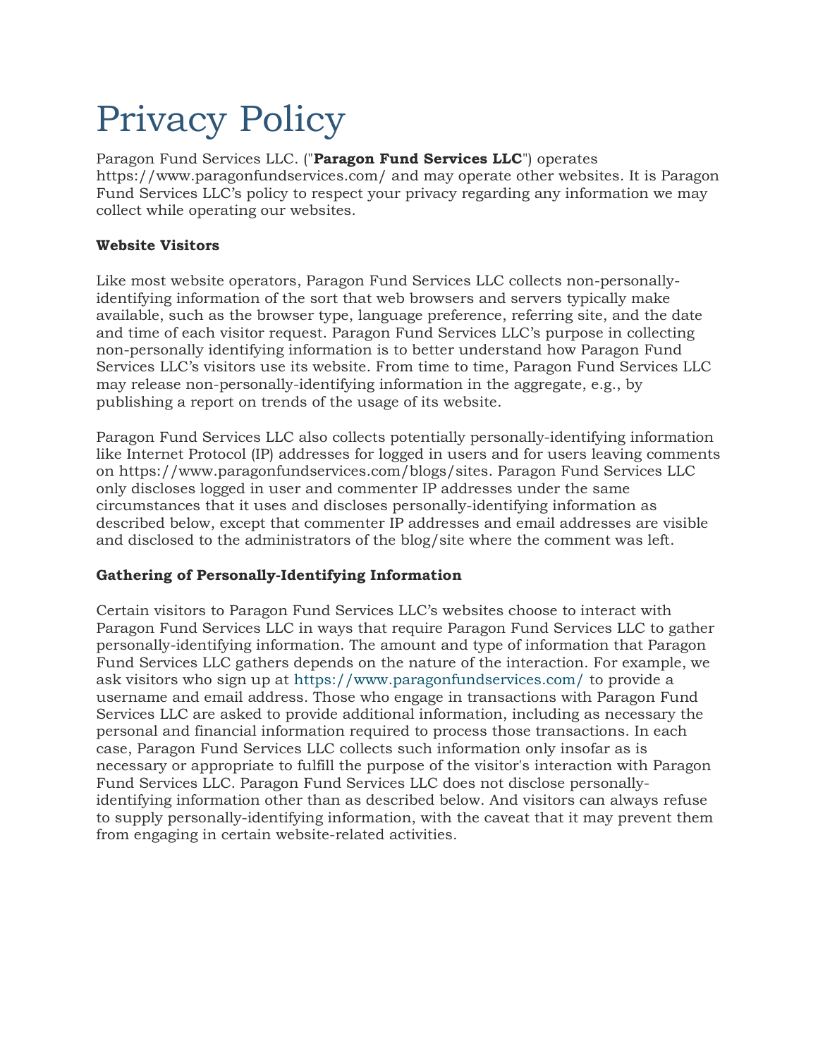# Privacy Policy

Paragon Fund Services LLC. ("**Paragon Fund Services LLC**") operates https://www.paragonfundservices.com/ and may operate other websites. It is Paragon Fund Services LLC's policy to respect your privacy regarding any information we may collect while operating our websites.

### Website Visitors

Like most website operators, Paragon Fund Services LLC collects non-personally-identifying information of the sort that web browsers and servers typically make available, such as the browser type, language preference, referring site, and the date and time of each visitor request. Paragon Fund Services LLC's purpose in collecting non-personally identifying information is to better understand how Paragon Fund Services LLC's visitors use its website. From time to time, Paragon Fund Services LLC may release non-personally-identifying information in the aggregate, e.g., by publishing a report on trends of the usage of its website.

Paragon Fund Services LLC also collects potentially personally-identifying information like Internet Protocol (IP) addresses for logged in users and for users leaving comments on https://www.paragonfundservices.com/blogs/sites. Paragon Fund Services LLC only discloses logged in user and commenter IP addresses under the same circumstances that it uses and discloses personally-identifying information as described below, except that commenter IP addresses and email addresses are visible and disclosed to the administrators of the blog/site where the comment was left.

### Gathering of Personally-Identifying Information

Certain visitors to Paragon Fund Services LLC's websites choose to interact with Paragon Fund Services LLC in ways that require Paragon Fund Services LLC to gather personally-identifying information. The amount and type of information that Paragon Fund Services LLC gathers depends on the nature of the interaction. For example, we ask visitors who sign up at https://www.paragonfundservices.com/ to provide a username and email address. Those who engage in transactions with Paragon Fund Services LLC are asked to provide additional information, including as necessary the personal and financial information required to process those transactions. In each case, Paragon Fund Services LLC collects such information only insofar as is necessary or appropriate to fulfill the purpose of the visitor's interaction with Paragon Fund Services LLC. Paragon Fund Services LLC does not disclose personally-identifying information other than as described below. And visitors can always refuse to supply personally-identifying information, with the caveat that it may prevent them from engaging in certain website-related activities.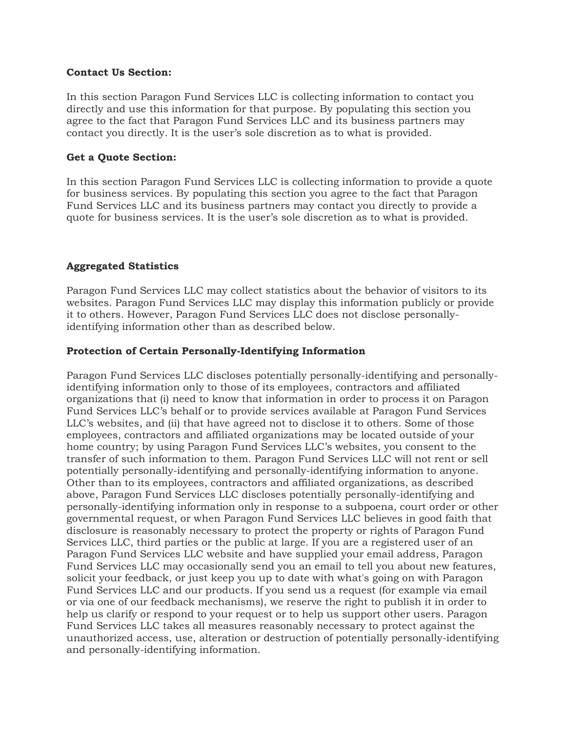**Contact Us Section:**

In this section Paragon Fund Services LLC is collecting information to contact you directly and use this information for that purpose. By populating this section you agree to the fact that Paragon Fund Services LLC and its business partners may contact you directly. It is the user's sole discretion as to what is provided.

**Get a Quote Section:**

In this section Paragon Fund Services LLC is collecting information to provide a quote for business services. By populating this section you agree to the fact that Paragon Fund Services LLC and its business partners may contact you directly to provide a quote for business services. It is the user's sole discretion as to what is provided.

**Aggregated Statistics**

Paragon Fund Services LLC may collect statistics about the behavior of visitors to its websites. Paragon Fund Services LLC may display this information publicly or provide it to others. However, Paragon Fund Services LLC does not disclose personally-identifying information other than as described below.

**Protection of Certain Personally-Identifying Information**

Paragon Fund Services LLC discloses potentially personally-identifying and personally-identifying information only to those of its employees, contractors and affiliated organizations that (i) need to know that information in order to process it on Paragon Fund Services LLC's behalf or to provide services available at Paragon Fund Services LLC's websites, and (ii) that have agreed not to disclose it to others. Some of those employees, contractors and affiliated organizations may be located outside of your home country; by using Paragon Fund Services LLC's websites, you consent to the transfer of such information to them. Paragon Fund Services LLC will not rent or sell potentially personally-identifying and personally-identifying information to anyone. Other than to its employees, contractors and affiliated organizations, as described above, Paragon Fund Services LLC discloses potentially personally-identifying and personally-identifying information only in response to a subpoena, court order or other governmental request, or when Paragon Fund Services LLC believes in good faith that disclosure is reasonably necessary to protect the property or rights of Paragon Fund Services LLC, third parties or the public at large. If you are a registered user of an Paragon Fund Services LLC website and have supplied your email address, Paragon Fund Services LLC may occasionally send you an email to tell you about new features, solicit your feedback, or just keep you up to date with what's going on with Paragon Fund Services LLC and our products. If you send us a request (for example via email or via one of our feedback mechanisms), we reserve the right to publish it in order to help us clarify or respond to your request or to help us support other users. Paragon Fund Services LLC takes all measures reasonably necessary to protect against the unauthorized access, use, alteration or destruction of potentially personally-identifying and personally-identifying information.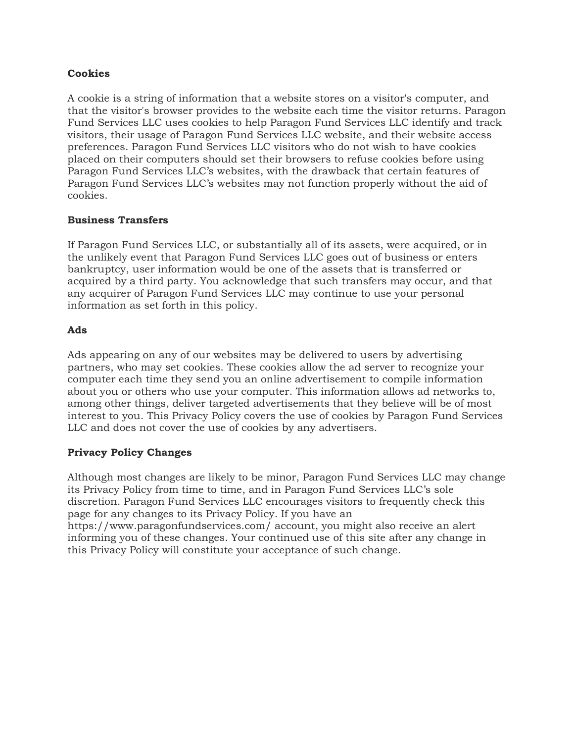**Cookies**

A cookie is a string of information that a website stores on a visitor's computer, and that the visitor's browser provides to the website each time the visitor returns. Paragon Fund Services LLC uses cookies to help Paragon Fund Services LLC identify and track visitors, their usage of Paragon Fund Services LLC website, and their website access preferences. Paragon Fund Services LLC visitors who do not wish to have cookies placed on their computers should set their browsers to refuse cookies before using Paragon Fund Services LLC's websites, with the drawback that certain features of Paragon Fund Services LLC's websites may not function properly without the aid of cookies.

**Business Transfers**

If Paragon Fund Services LLC, or substantially all of its assets, were acquired, or in the unlikely event that Paragon Fund Services LLC goes out of business or enters bankruptcy, user information would be one of the assets that is transferred or acquired by a third party. You acknowledge that such transfers may occur, and that any acquirer of Paragon Fund Services LLC may continue to use your personal information as set forth in this policy.

**Ads**

Ads appearing on any of our websites may be delivered to users by advertising partners, who may set cookies. These cookies allow the ad server to recognize your computer each time they send you an online advertisement to compile information about you or others who use your computer. This information allows ad networks to, among other things, deliver targeted advertisements that they believe will be of most interest to you. This Privacy Policy covers the use of cookies by Paragon Fund Services LLC and does not cover the use of cookies by any advertisers.

**Privacy Policy Changes**

Although most changes are likely to be minor, Paragon Fund Services LLC may change its Privacy Policy from time to time, and in Paragon Fund Services LLC's sole discretion. Paragon Fund Services LLC encourages visitors to frequently check this page for any changes to its Privacy Policy. If you have an https://www.paragonfundservices.com/ account, you might also receive an alert informing you of these changes. Your continued use of this site after any change in this Privacy Policy will constitute your acceptance of such change.